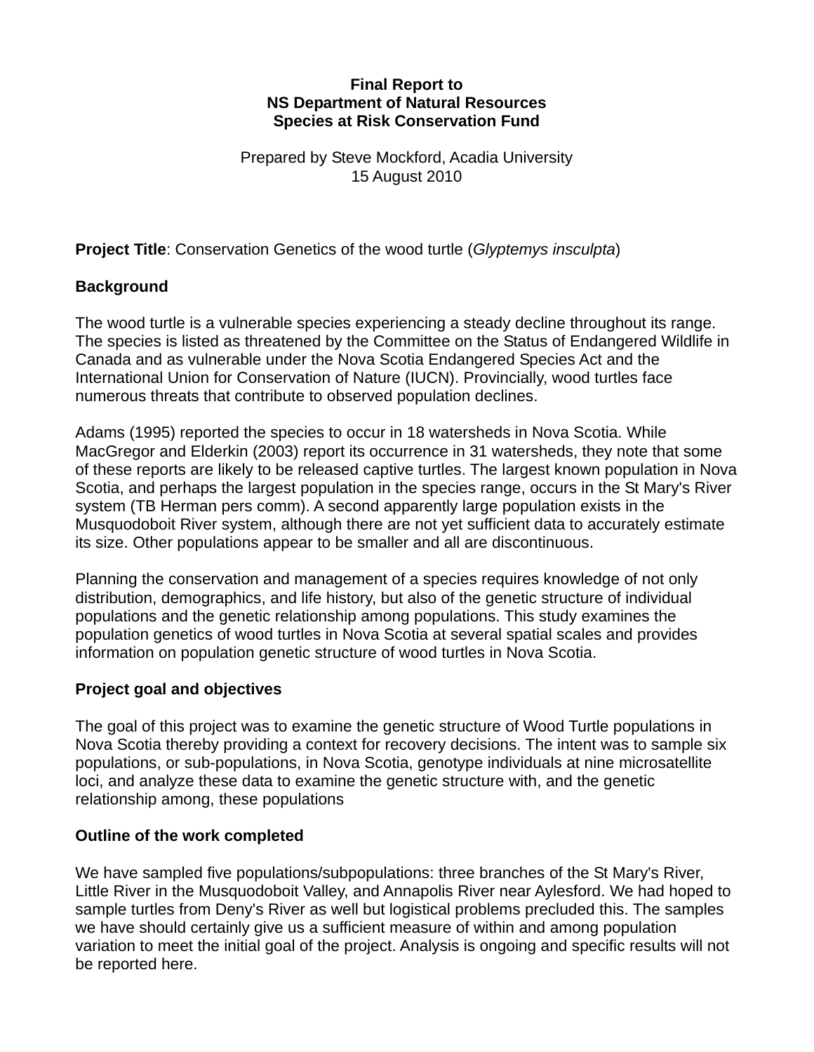**Final Report to**
**NS Department of Natural Resources**
**Species at Risk Conservation Fund**

Prepared by Steve Mockford, Acadia University
15 August 2010

**Project Title**: Conservation Genetics of the wood turtle (*Glyptemys insculpta*)

## Background

The wood turtle is a vulnerable species experiencing a steady decline throughout its range. The species is listed as threatened by the Committee on the Status of Endangered Wildlife in Canada and as vulnerable under the Nova Scotia Endangered Species Act and the International Union for Conservation of Nature (IUCN). Provincially, wood turtles face numerous threats that contribute to observed population declines.

Adams (1995) reported the species to occur in 18 watersheds in Nova Scotia. While MacGregor and Elderkin (2003) report its occurrence in 31 watersheds, they note that some of these reports are likely to be released captive turtles. The largest known population in Nova Scotia, and perhaps the largest population in the species range, occurs in the St Mary's River system (TB Herman pers comm). A second apparently large population exists in the Musquodoboit River system, although there are not yet sufficient data to accurately estimate its size. Other populations appear to be smaller and all are discontinuous.

Planning the conservation and management of a species requires knowledge of not only distribution, demographics, and life history, but also of the genetic structure of individual populations and the genetic relationship among populations. This study examines the population genetics of wood turtles in Nova Scotia at several spatial scales and provides information on population genetic structure of wood turtles in Nova Scotia.

## Project goal and objectives

The goal of this project was to examine the genetic structure of Wood Turtle populations in Nova Scotia thereby providing a context for recovery decisions. The intent was to sample six populations, or sub-populations, in Nova Scotia, genotype individuals at nine microsatellite loci, and analyze these data to examine the genetic structure with, and the genetic relationship among, these populations

## Outline of the work completed

We have sampled five populations/subpopulations: three branches of the St Mary's River, Little River in the Musquodoboit Valley, and Annapolis River near Aylesford. We had hoped to sample turtles from Deny's River as well but logistical problems precluded this. The samples we have should certainly give us a sufficient measure of within and among population variation to meet the initial goal of the project. Analysis is ongoing and specific results will not be reported here.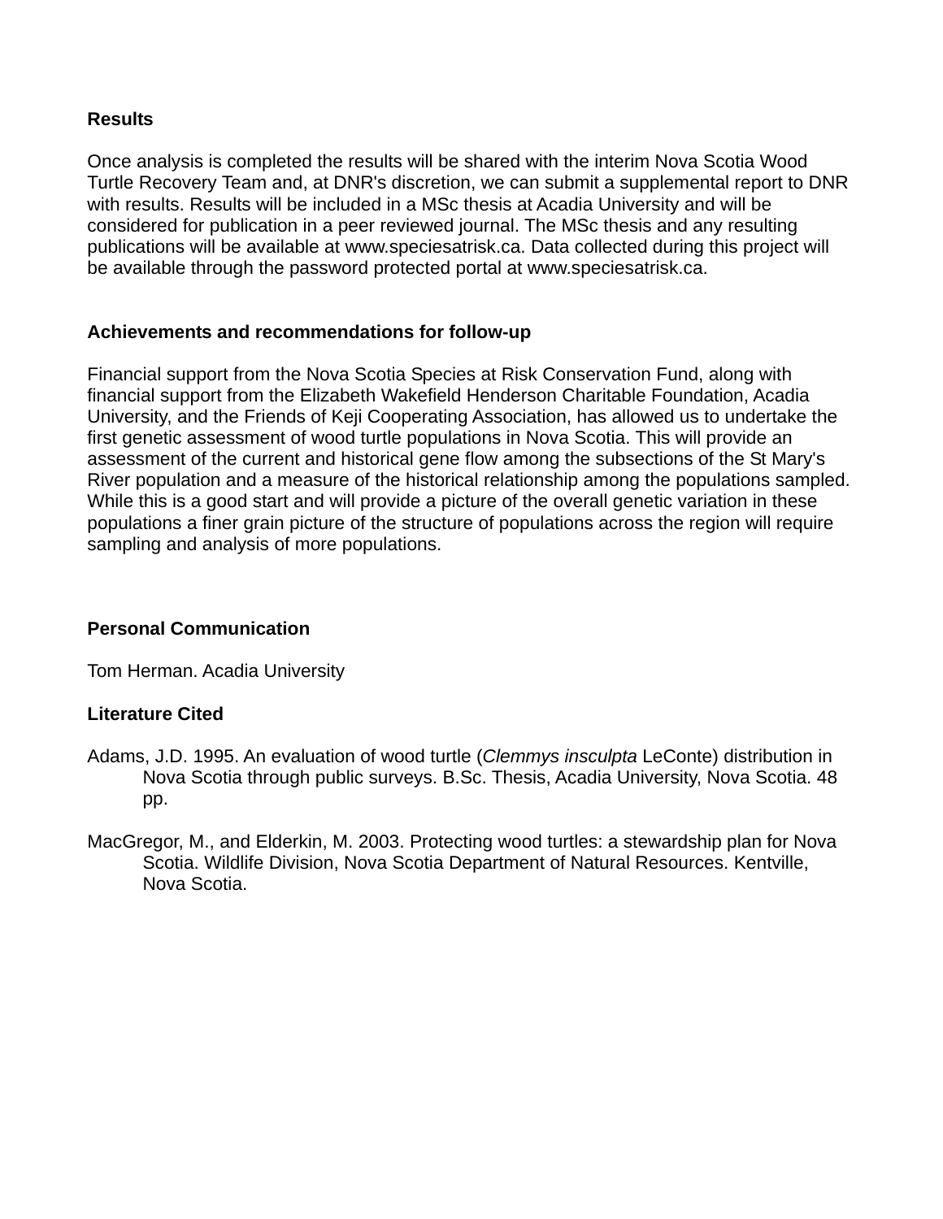## Results

Once analysis is completed the results will be shared with the interim Nova Scotia Wood Turtle Recovery Team and, at DNR's discretion, we can submit a supplemental report to DNR with results. Results will be included in a MSc thesis at Acadia University and will be considered for publication in a peer reviewed journal. The MSc thesis and any resulting publications will be available at www.speciesatrisk.ca. Data collected during this project will be available through the password protected portal at www.speciesatrisk.ca.

## Achievements and recommendations for follow-up

Financial support from the Nova Scotia Species at Risk Conservation Fund, along with financial support from the Elizabeth Wakefield Henderson Charitable Foundation, Acadia University, and the Friends of Keji Cooperating Association, has allowed us to undertake the first genetic assessment of wood turtle populations in Nova Scotia. This will provide an assessment of the current and historical gene flow among the subsections of the St Mary's River population and a measure of the historical relationship among the populations sampled. While this is a good start and will provide a picture of the overall genetic variation in these populations a finer grain picture of the structure of populations across the region will require sampling and analysis of more populations.

## Personal Communication

Tom Herman. Acadia University

## Literature Cited

Adams, J.D. 1995. An evaluation of wood turtle (*Clemmys insculpta* LeConte) distribution in Nova Scotia through public surveys. B.Sc. Thesis, Acadia University, Nova Scotia. 48 pp.

MacGregor, M., and Elderkin, M. 2003. Protecting wood turtles: a stewardship plan for Nova Scotia. Wildlife Division, Nova Scotia Department of Natural Resources. Kentville, Nova Scotia.